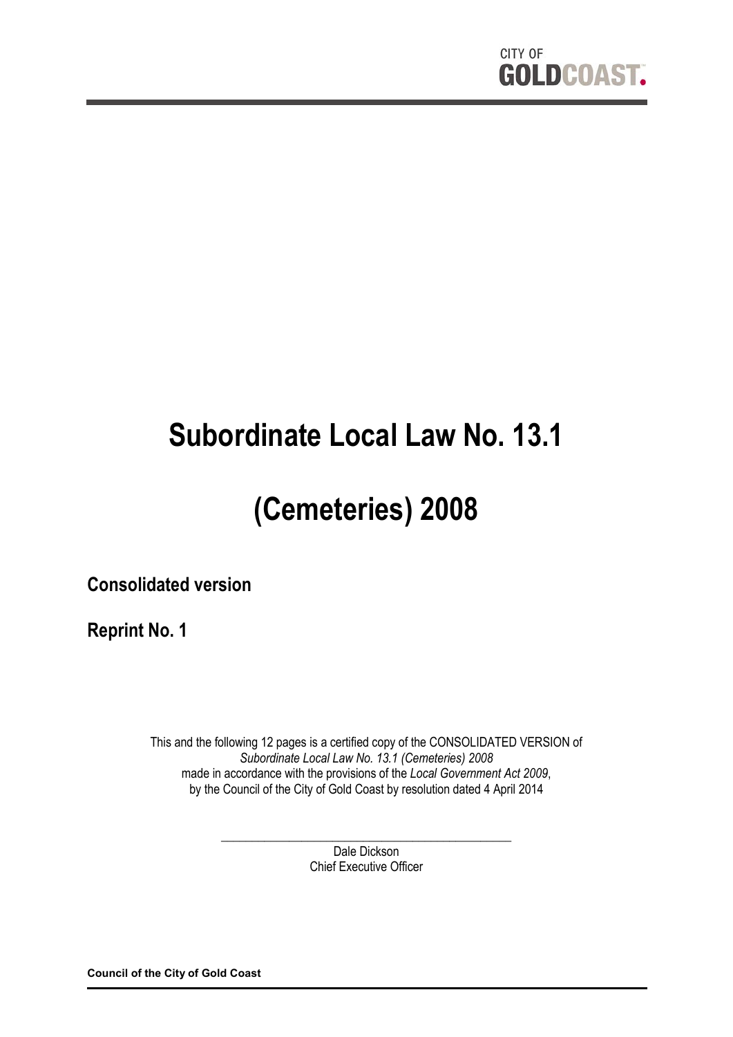CITY OF GOLDCOAST.

# Subordinate Local Law No. 13.1

# (Cemeteries) 2008

**Consolidated version**

**Reprint No. 1**

This and the following 12 pages is a certified copy of the CONSOLIDATED VERSION of *Subordinate Local Law No. 13.1 (Cemeteries) 2008* made in accordance with the provisions of the *Local Government Act 2009*, by the Council of the City of Gold Coast by resolution dated 4 April 2014

\_\_\_\_\_\_\_\_\_\_\_\_\_\_\_\_\_\_\_\_\_\_\_\_\_\_\_\_\_\_\_\_\_\_\_\_\_\_\_\_

Dale Dickson
Chief Executive Officer

**Council of the City of Gold Coast**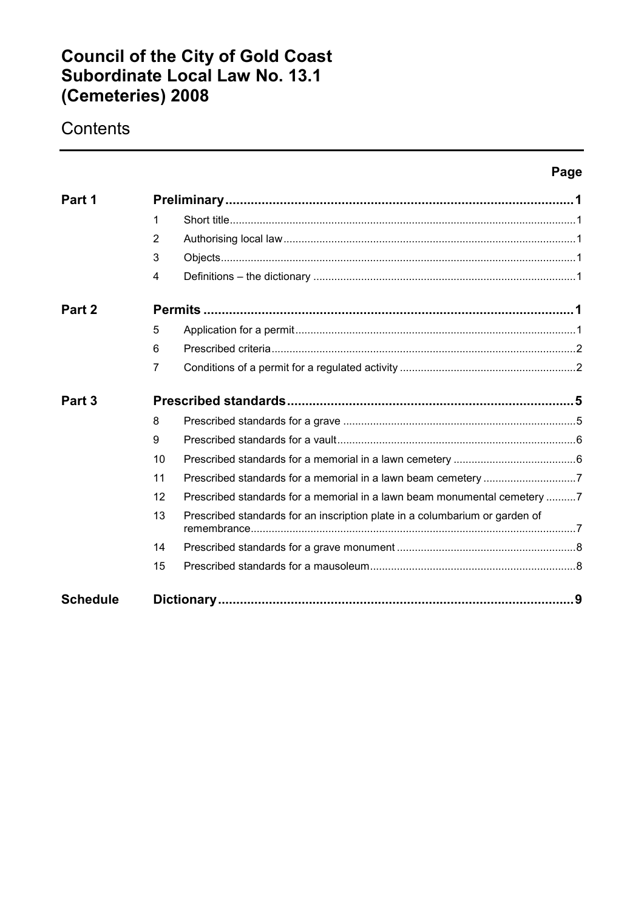# Council of the City of Gold Coast Subordinate Local Law No. 13.1 (Cemeteries) 2008

## Contents

| | | | Page |
|---|---|---|---|
| **Part 1** | **Preliminary** | | **1** |
| | 1 | Short title | 1 |
| | 2 | Authorising local law | 1 |
| | 3 | Objects | 1 |
| | 4 | Definitions – the dictionary | 1 |
| **Part 2** | **Permits** | | **1** |
| | 5 | Application for a permit | 1 |
| | 6 | Prescribed criteria | 2 |
| | 7 | Conditions of a permit for a regulated activity | 2 |
| **Part 3** | **Prescribed standards** | | **5** |
| | 8 | Prescribed standards for a grave | 5 |
| | 9 | Prescribed standards for a vault | 6 |
| | 10 | Prescribed standards for a memorial in a lawn cemetery | 6 |
| | 11 | Prescribed standards for a memorial in a lawn beam cemetery | 7 |
| | 12 | Prescribed standards for a memorial in a lawn beam monumental cemetery | 7 |
| | 13 | Prescribed standards for an inscription plate in a columbarium or garden of remembrance | 7 |
| | 14 | Prescribed standards for a grave monument | 8 |
| | 15 | Prescribed standards for a mausoleum | 8 |
| **Schedule** | **Dictionary** | | **9** |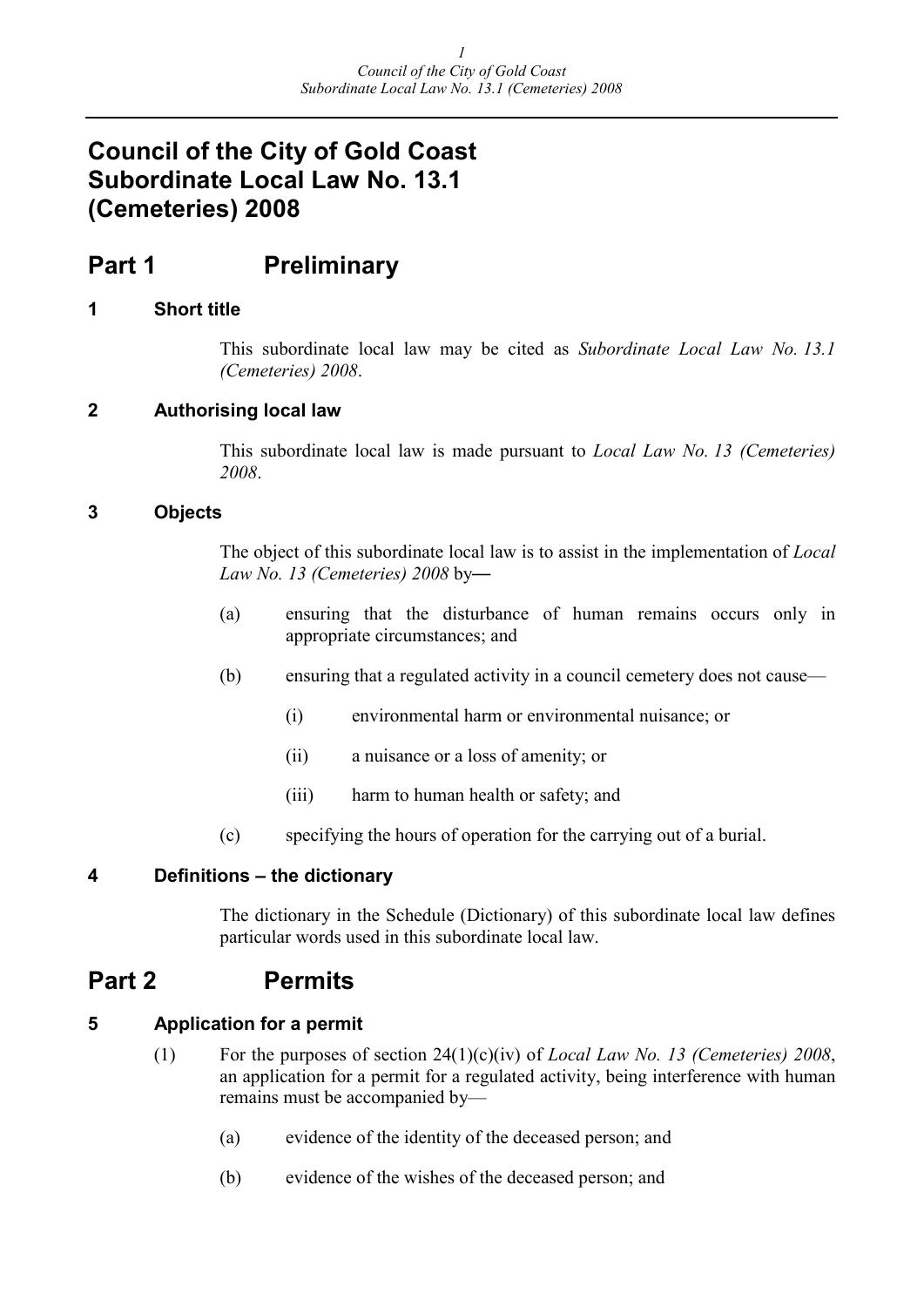# Council of the City of Gold Coast Subordinate Local Law No. 13.1 (Cemeteries) 2008

## Part 1 Preliminary

### 1 Short title

This subordinate local law may be cited as *Subordinate Local Law No. 13.1 (Cemeteries) 2008*.

### 2 Authorising local law

This subordinate local law is made pursuant to *Local Law No. 13 (Cemeteries) 2008*.

### 3 Objects

The object of this subordinate local law is to assist in the implementation of *Local Law No. 13 (Cemeteries) 2008* by—

(a) ensuring that the disturbance of human remains occurs only in appropriate circumstances; and

(b) ensuring that a regulated activity in a council cemetery does not cause—

(i) environmental harm or environmental nuisance; or

(ii) a nuisance or a loss of amenity; or

(iii) harm to human health or safety; and

(c) specifying the hours of operation for the carrying out of a burial.

### 4 Definitions – the dictionary

The dictionary in the Schedule (Dictionary) of this subordinate local law defines particular words used in this subordinate local law.

## Part 2 Permits

### 5 Application for a permit

(1) For the purposes of section 24(1)(c)(iv) of *Local Law No. 13 (Cemeteries) 2008*, an application for a permit for a regulated activity, being interference with human remains must be accompanied by—

(a) evidence of the identity of the deceased person; and

(b) evidence of the wishes of the deceased person; and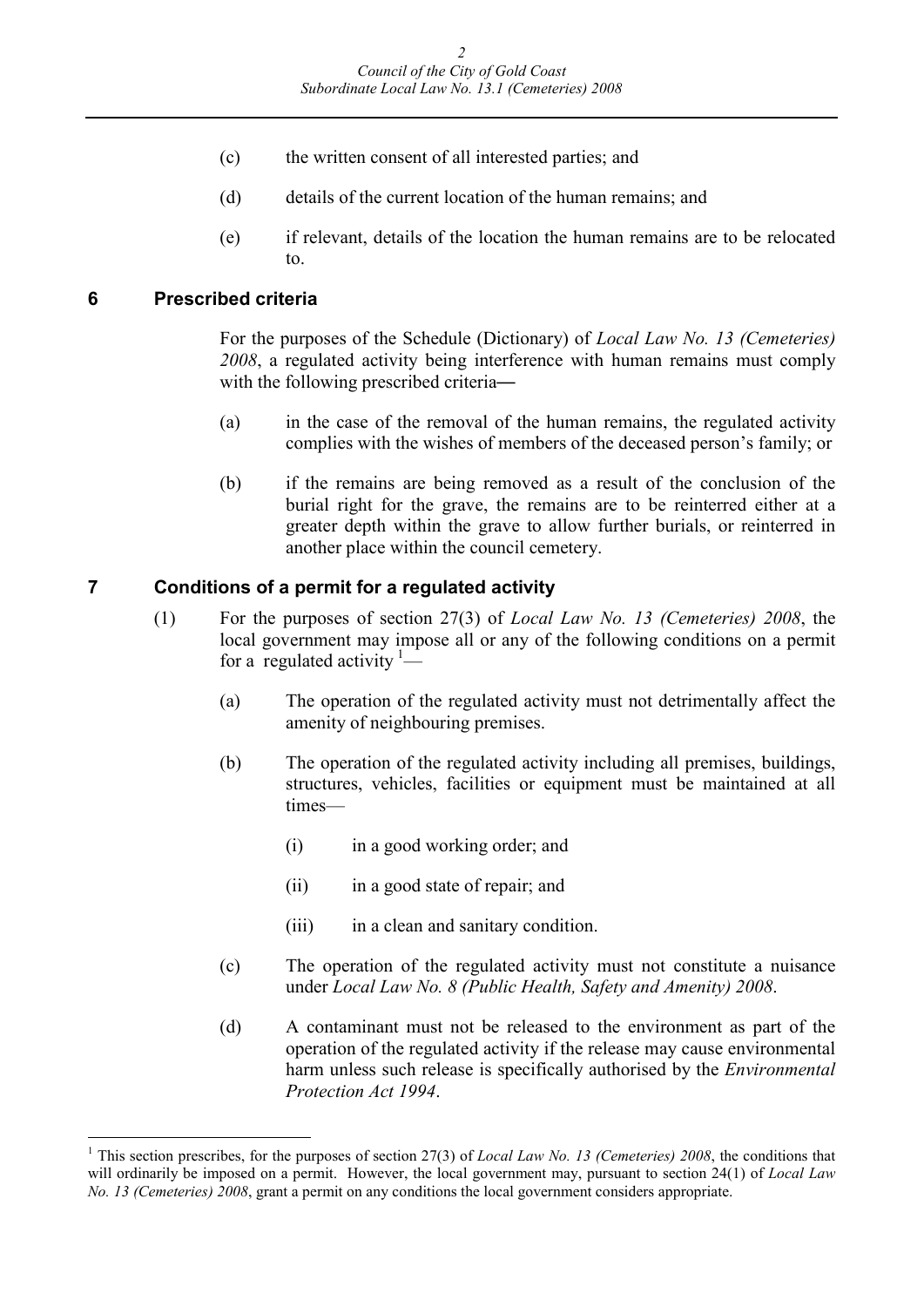(c) the written consent of all interested parties; and

(d) details of the current location of the human remains; and

(e) if relevant, details of the location the human remains are to be relocated to.

## 6 Prescribed criteria

For the purposes of the Schedule (Dictionary) of *Local Law No. 13 (Cemeteries) 2008*, a regulated activity being interference with human remains must comply with the following prescribed criteria―

(a) in the case of the removal of the human remains, the regulated activity complies with the wishes of members of the deceased person's family; or

(b) if the remains are being removed as a result of the conclusion of the burial right for the grave, the remains are to be reinterred either at a greater depth within the grave to allow further burials, or reinterred in another place within the council cemetery.

## 7 Conditions of a permit for a regulated activity

(1) For the purposes of section 27(3) of *Local Law No. 13 (Cemeteries) 2008*, the local government may impose all or any of the following conditions on a permit for a regulated activity [1]—

(a) The operation of the regulated activity must not detrimentally affect the amenity of neighbouring premises.

(b) The operation of the regulated activity including all premises, buildings, structures, vehicles, facilities or equipment must be maintained at all times—

(i) in a good working order; and

(ii) in a good state of repair; and

(iii) in a clean and sanitary condition.

(c) The operation of the regulated activity must not constitute a nuisance under *Local Law No. 8 (Public Health, Safety and Amenity) 2008*.

(d) A contaminant must not be released to the environment as part of the operation of the regulated activity if the release may cause environmental harm unless such release is specifically authorised by the *Environmental Protection Act 1994*.

---

[1] This section prescribes, for the purposes of section 27(3) of *Local Law No. 13 (Cemeteries) 2008*, the conditions that will ordinarily be imposed on a permit. However, the local government may, pursuant to section 24(1) of *Local Law No. 13 (Cemeteries) 2008*, grant a permit on any conditions the local government considers appropriate.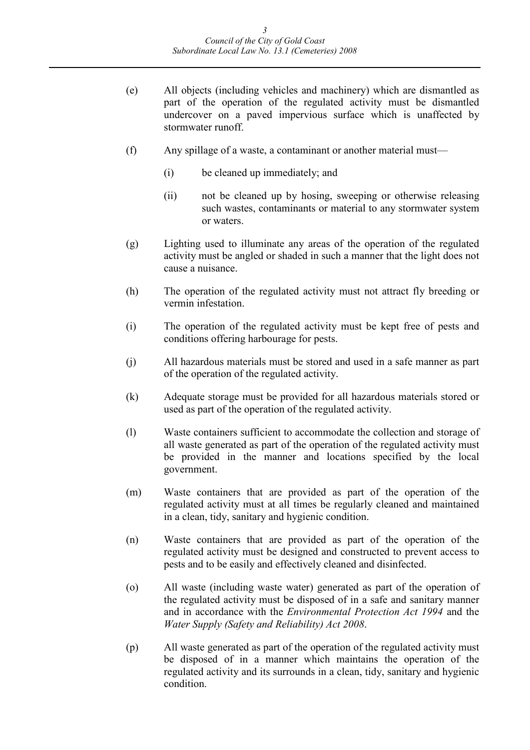(e) All objects (including vehicles and machinery) which are dismantled as part of the operation of the regulated activity must be dismantled undercover on a paved impervious surface which is unaffected by stormwater runoff.

(f) Any spillage of a waste, a contaminant or another material must—

   (i) be cleaned up immediately; and

   (ii) not be cleaned up by hosing, sweeping or otherwise releasing such wastes, contaminants or material to any stormwater system or waters.

(g) Lighting used to illuminate any areas of the operation of the regulated activity must be angled or shaded in such a manner that the light does not cause a nuisance.

(h) The operation of the regulated activity must not attract fly breeding or vermin infestation.

(i) The operation of the regulated activity must be kept free of pests and conditions offering harbourage for pests.

(j) All hazardous materials must be stored and used in a safe manner as part of the operation of the regulated activity.

(k) Adequate storage must be provided for all hazardous materials stored or used as part of the operation of the regulated activity.

(l) Waste containers sufficient to accommodate the collection and storage of all waste generated as part of the operation of the regulated activity must be provided in the manner and locations specified by the local government.

(m) Waste containers that are provided as part of the operation of the regulated activity must at all times be regularly cleaned and maintained in a clean, tidy, sanitary and hygienic condition.

(n) Waste containers that are provided as part of the operation of the regulated activity must be designed and constructed to prevent access to pests and to be easily and effectively cleaned and disinfected.

(o) All waste (including waste water) generated as part of the operation of the regulated activity must be disposed of in a safe and sanitary manner and in accordance with the *Environmental Protection Act 1994* and the *Water Supply (Safety and Reliability) Act 2008*.

(p) All waste generated as part of the operation of the regulated activity must be disposed of in a manner which maintains the operation of the regulated activity and its surrounds in a clean, tidy, sanitary and hygienic condition.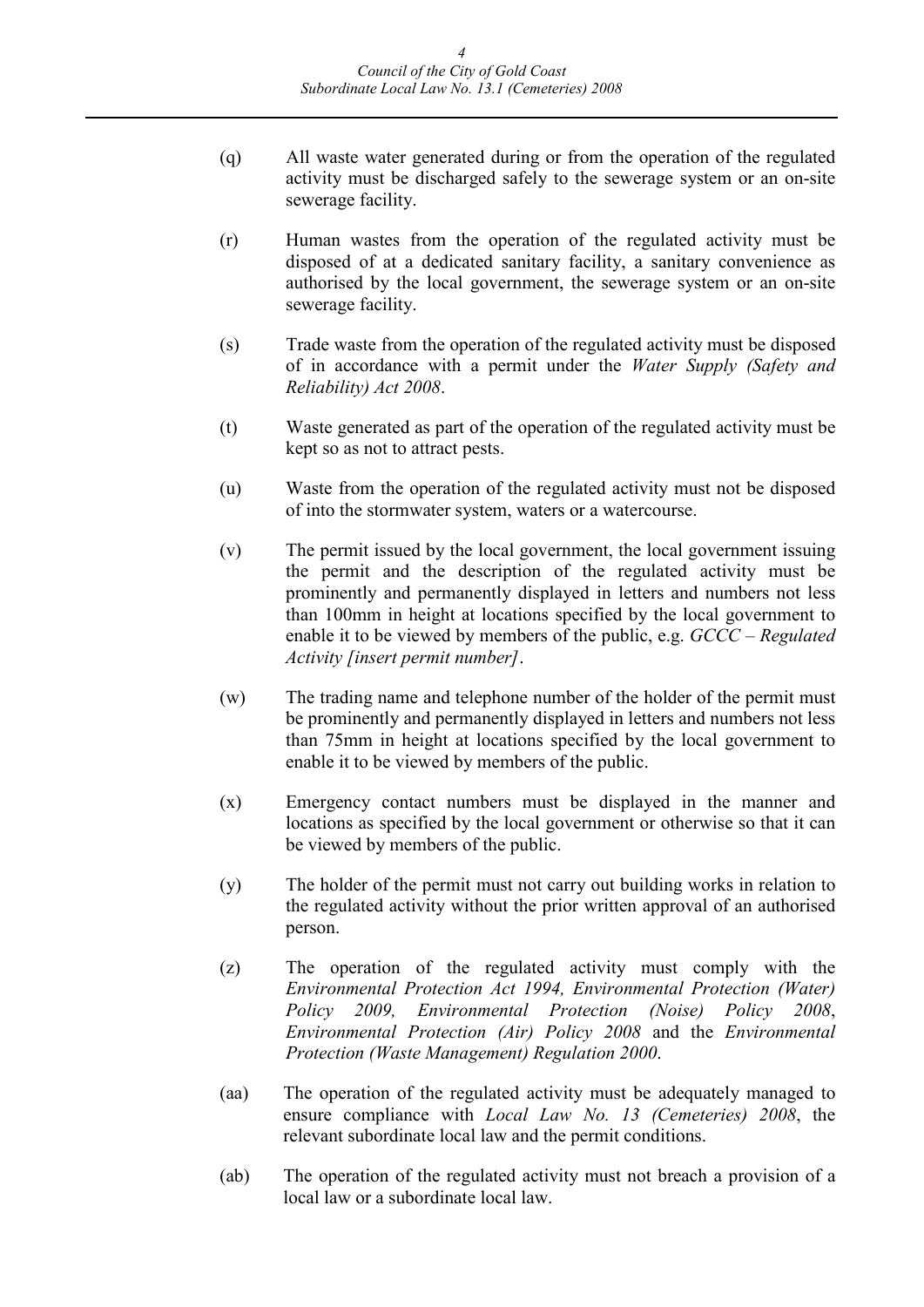(q) All waste water generated during or from the operation of the regulated activity must be discharged safely to the sewerage system or an on-site sewerage facility.

(r) Human wastes from the operation of the regulated activity must be disposed of at a dedicated sanitary facility, a sanitary convenience as authorised by the local government, the sewerage system or an on-site sewerage facility.

(s) Trade waste from the operation of the regulated activity must be disposed of in accordance with a permit under the *Water Supply (Safety and Reliability) Act 2008*.

(t) Waste generated as part of the operation of the regulated activity must be kept so as not to attract pests.

(u) Waste from the operation of the regulated activity must not be disposed of into the stormwater system, waters or a watercourse.

(v) The permit issued by the local government, the local government issuing the permit and the description of the regulated activity must be prominently and permanently displayed in letters and numbers not less than 100mm in height at locations specified by the local government to enable it to be viewed by members of the public, e.g. *GCCC – Regulated Activity [insert permit number]*.

(w) The trading name and telephone number of the holder of the permit must be prominently and permanently displayed in letters and numbers not less than 75mm in height at locations specified by the local government to enable it to be viewed by members of the public.

(x) Emergency contact numbers must be displayed in the manner and locations as specified by the local government or otherwise so that it can be viewed by members of the public.

(y) The holder of the permit must not carry out building works in relation to the regulated activity without the prior written approval of an authorised person.

(z) The operation of the regulated activity must comply with the *Environmental Protection Act 1994, Environmental Protection (Water) Policy 2009, Environmental Protection (Noise) Policy 2008*, *Environmental Protection (Air) Policy 2008* and the *Environmental Protection (Waste Management) Regulation 2000*.

(aa) The operation of the regulated activity must be adequately managed to ensure compliance with *Local Law No. 13 (Cemeteries) 2008*, the relevant subordinate local law and the permit conditions.

(ab) The operation of the regulated activity must not breach a provision of a local law or a subordinate local law.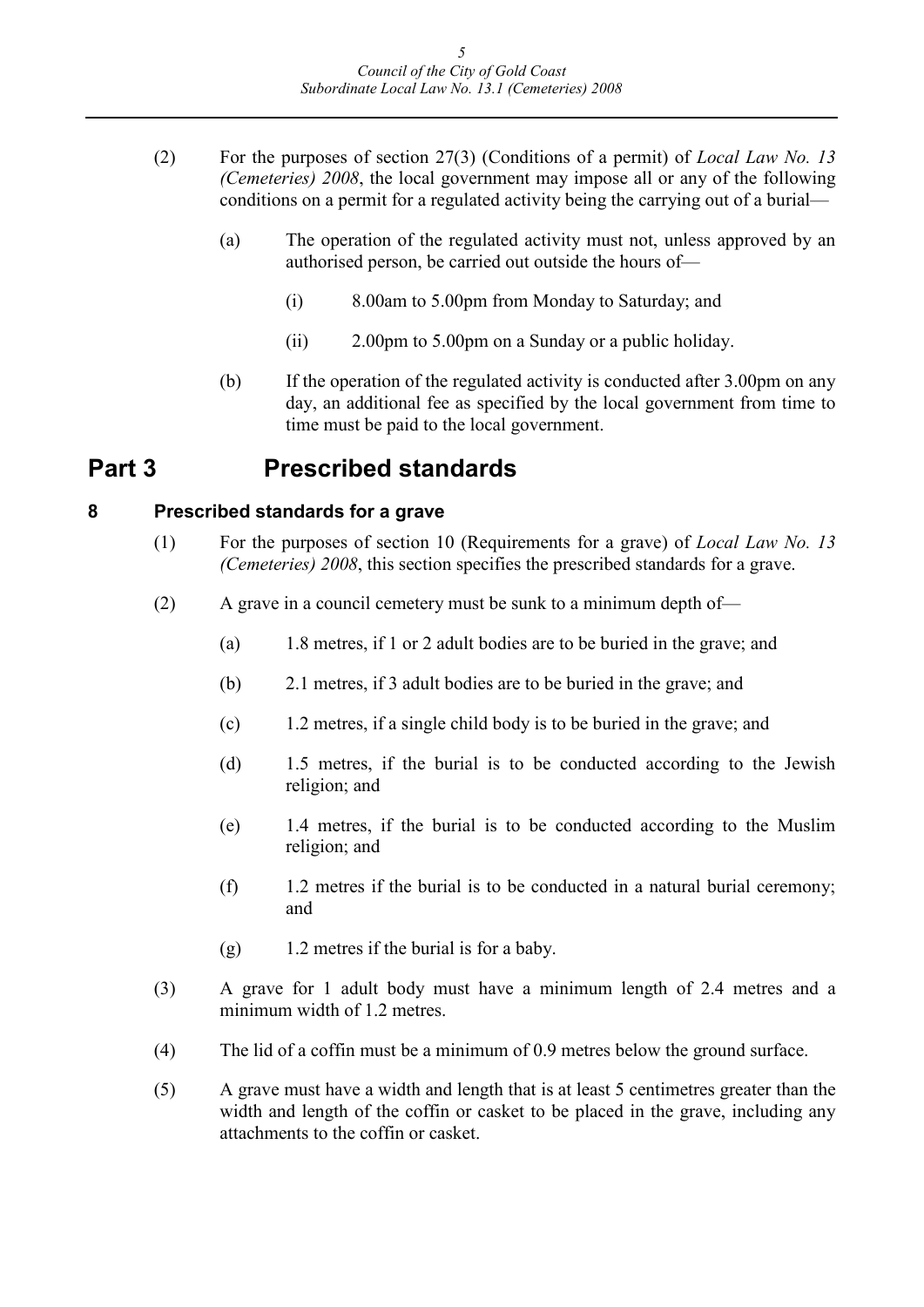(2) For the purposes of section 27(3) (Conditions of a permit) of *Local Law No. 13 (Cemeteries) 2008*, the local government may impose all or any of the following conditions on a permit for a regulated activity being the carrying out of a burial—

(a) The operation of the regulated activity must not, unless approved by an authorised person, be carried out outside the hours of—

(i) 8.00am to 5.00pm from Monday to Saturday; and

(ii) 2.00pm to 5.00pm on a Sunday or a public holiday.

(b) If the operation of the regulated activity is conducted after 3.00pm on any day, an additional fee as specified by the local government from time to time must be paid to the local government.

# Part 3 Prescribed standards

## 8 Prescribed standards for a grave

(1) For the purposes of section 10 (Requirements for a grave) of *Local Law No. 13 (Cemeteries) 2008*, this section specifies the prescribed standards for a grave.

(2) A grave in a council cemetery must be sunk to a minimum depth of—

(a) 1.8 metres, if 1 or 2 adult bodies are to be buried in the grave; and

(b) 2.1 metres, if 3 adult bodies are to be buried in the grave; and

(c) 1.2 metres, if a single child body is to be buried in the grave; and

(d) 1.5 metres, if the burial is to be conducted according to the Jewish religion; and

(e) 1.4 metres, if the burial is to be conducted according to the Muslim religion; and

(f) 1.2 metres if the burial is to be conducted in a natural burial ceremony; and

(g) 1.2 metres if the burial is for a baby.

(3) A grave for 1 adult body must have a minimum length of 2.4 metres and a minimum width of 1.2 metres.

(4) The lid of a coffin must be a minimum of 0.9 metres below the ground surface.

(5) A grave must have a width and length that is at least 5 centimetres greater than the width and length of the coffin or casket to be placed in the grave, including any attachments to the coffin or casket.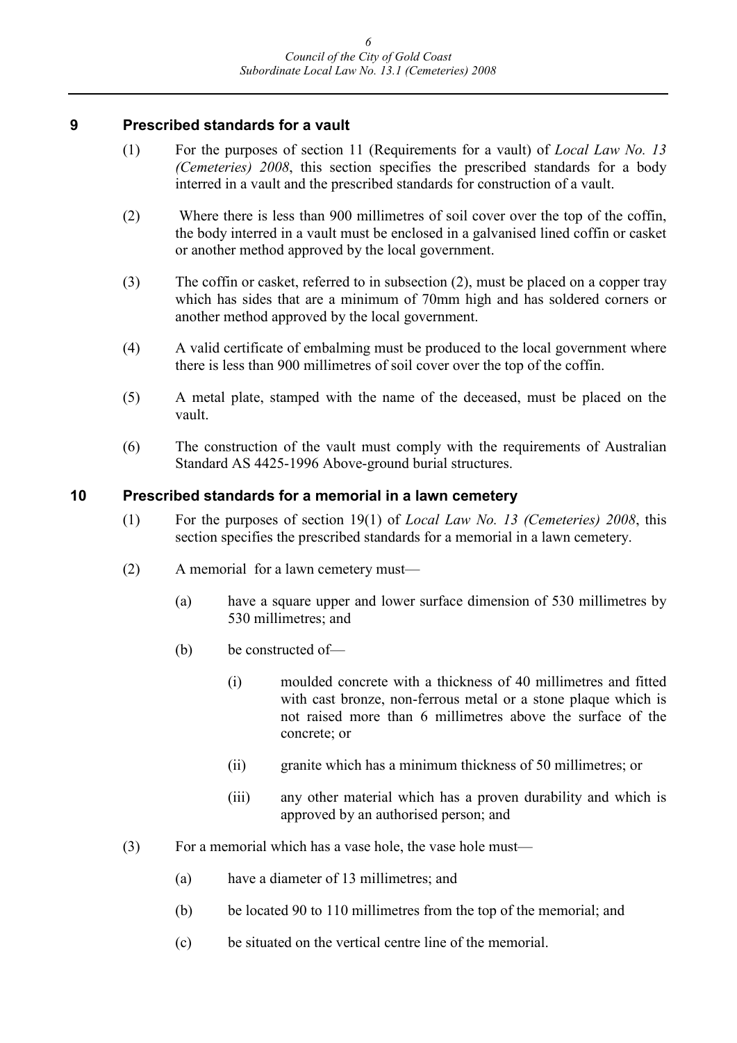## 9 Prescribed standards for a vault

(1) For the purposes of section 11 (Requirements for a vault) of *Local Law No. 13 (Cemeteries) 2008*, this section specifies the prescribed standards for a body interred in a vault and the prescribed standards for construction of a vault.

(2) Where there is less than 900 millimetres of soil cover over the top of the coffin, the body interred in a vault must be enclosed in a galvanised lined coffin or casket or another method approved by the local government.

(3) The coffin or casket, referred to in subsection (2), must be placed on a copper tray which has sides that are a minimum of 70mm high and has soldered corners or another method approved by the local government.

(4) A valid certificate of embalming must be produced to the local government where there is less than 900 millimetres of soil cover over the top of the coffin.

(5) A metal plate, stamped with the name of the deceased, must be placed on the vault.

(6) The construction of the vault must comply with the requirements of Australian Standard AS 4425-1996 Above-ground burial structures.

## 10 Prescribed standards for a memorial in a lawn cemetery

(1) For the purposes of section 19(1) of *Local Law No. 13 (Cemeteries) 2008*, this section specifies the prescribed standards for a memorial in a lawn cemetery.

(2) A memorial for a lawn cemetery must—

  (a) have a square upper and lower surface dimension of 530 millimetres by 530 millimetres; and

  (b) be constructed of—

    (i) moulded concrete with a thickness of 40 millimetres and fitted with cast bronze, non-ferrous metal or a stone plaque which is not raised more than 6 millimetres above the surface of the concrete; or

    (ii) granite which has a minimum thickness of 50 millimetres; or

    (iii) any other material which has a proven durability and which is approved by an authorised person; and

(3) For a memorial which has a vase hole, the vase hole must—

  (a) have a diameter of 13 millimetres; and

  (b) be located 90 to 110 millimetres from the top of the memorial; and

  (c) be situated on the vertical centre line of the memorial.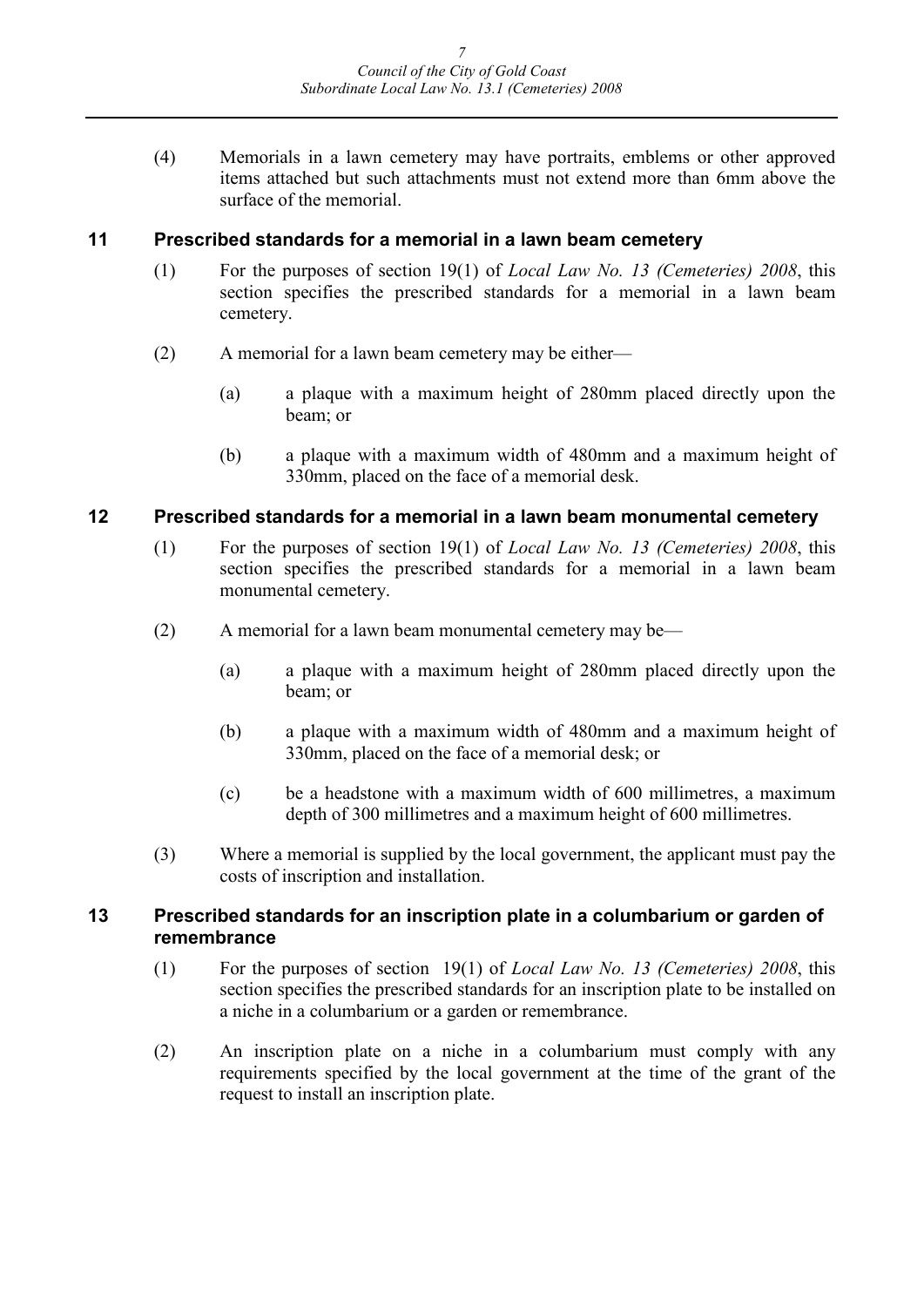(4) Memorials in a lawn cemetery may have portraits, emblems or other approved items attached but such attachments must not extend more than 6mm above the surface of the memorial.

## 11 Prescribed standards for a memorial in a lawn beam cemetery

(1) For the purposes of section 19(1) of *Local Law No. 13 (Cemeteries) 2008*, this section specifies the prescribed standards for a memorial in a lawn beam cemetery.

(2) A memorial for a lawn beam cemetery may be either—

(a) a plaque with a maximum height of 280mm placed directly upon the beam; or

(b) a plaque with a maximum width of 480mm and a maximum height of 330mm, placed on the face of a memorial desk.

## 12 Prescribed standards for a memorial in a lawn beam monumental cemetery

(1) For the purposes of section 19(1) of *Local Law No. 13 (Cemeteries) 2008*, this section specifies the prescribed standards for a memorial in a lawn beam monumental cemetery.

(2) A memorial for a lawn beam monumental cemetery may be—

(a) a plaque with a maximum height of 280mm placed directly upon the beam; or

(b) a plaque with a maximum width of 480mm and a maximum height of 330mm, placed on the face of a memorial desk; or

(c) be a headstone with a maximum width of 600 millimetres, a maximum depth of 300 millimetres and a maximum height of 600 millimetres.

(3) Where a memorial is supplied by the local government, the applicant must pay the costs of inscription and installation.

## 13 Prescribed standards for an inscription plate in a columbarium or garden of remembrance

(1) For the purposes of section 19(1) of *Local Law No. 13 (Cemeteries) 2008*, this section specifies the prescribed standards for an inscription plate to be installed on a niche in a columbarium or a garden or remembrance.

(2) An inscription plate on a niche in a columbarium must comply with any requirements specified by the local government at the time of the grant of the request to install an inscription plate.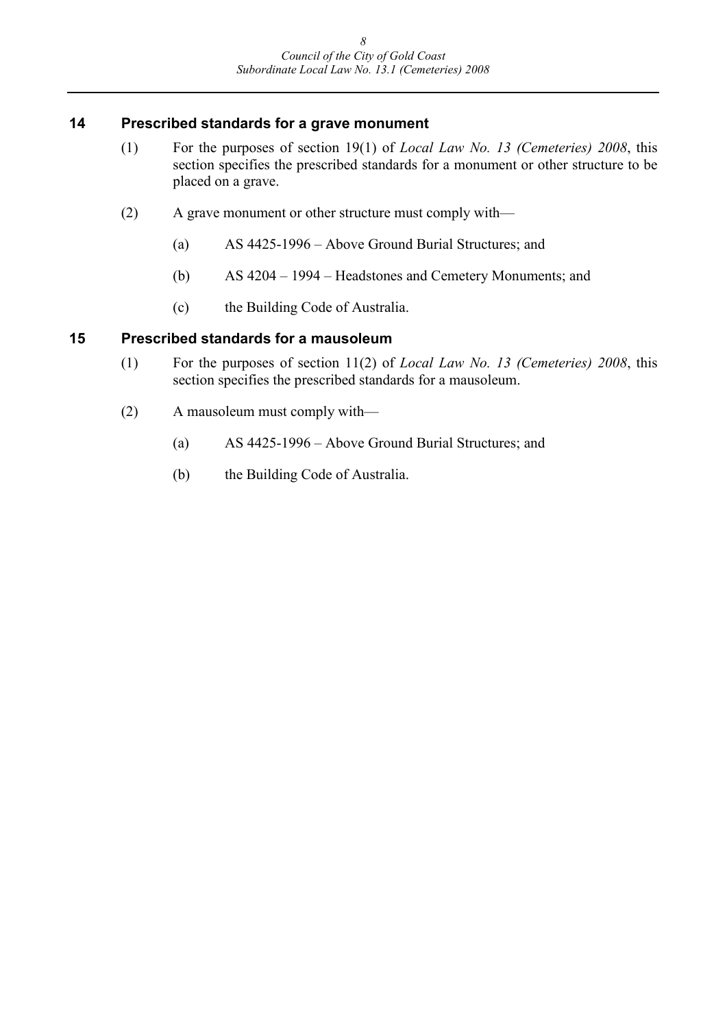## 14 Prescribed standards for a grave monument

(1) For the purposes of section 19(1) of *Local Law No. 13 (Cemeteries) 2008*, this section specifies the prescribed standards for a monument or other structure to be placed on a grave.

(2) A grave monument or other structure must comply with—

(a) AS 4425-1996 – Above Ground Burial Structures; and

(b) AS 4204 – 1994 – Headstones and Cemetery Monuments; and

(c) the Building Code of Australia.

## 15 Prescribed standards for a mausoleum

(1) For the purposes of section 11(2) of *Local Law No. 13 (Cemeteries) 2008*, this section specifies the prescribed standards for a mausoleum.

(2) A mausoleum must comply with—

(a) AS 4425-1996 – Above Ground Burial Structures; and

(b) the Building Code of Australia.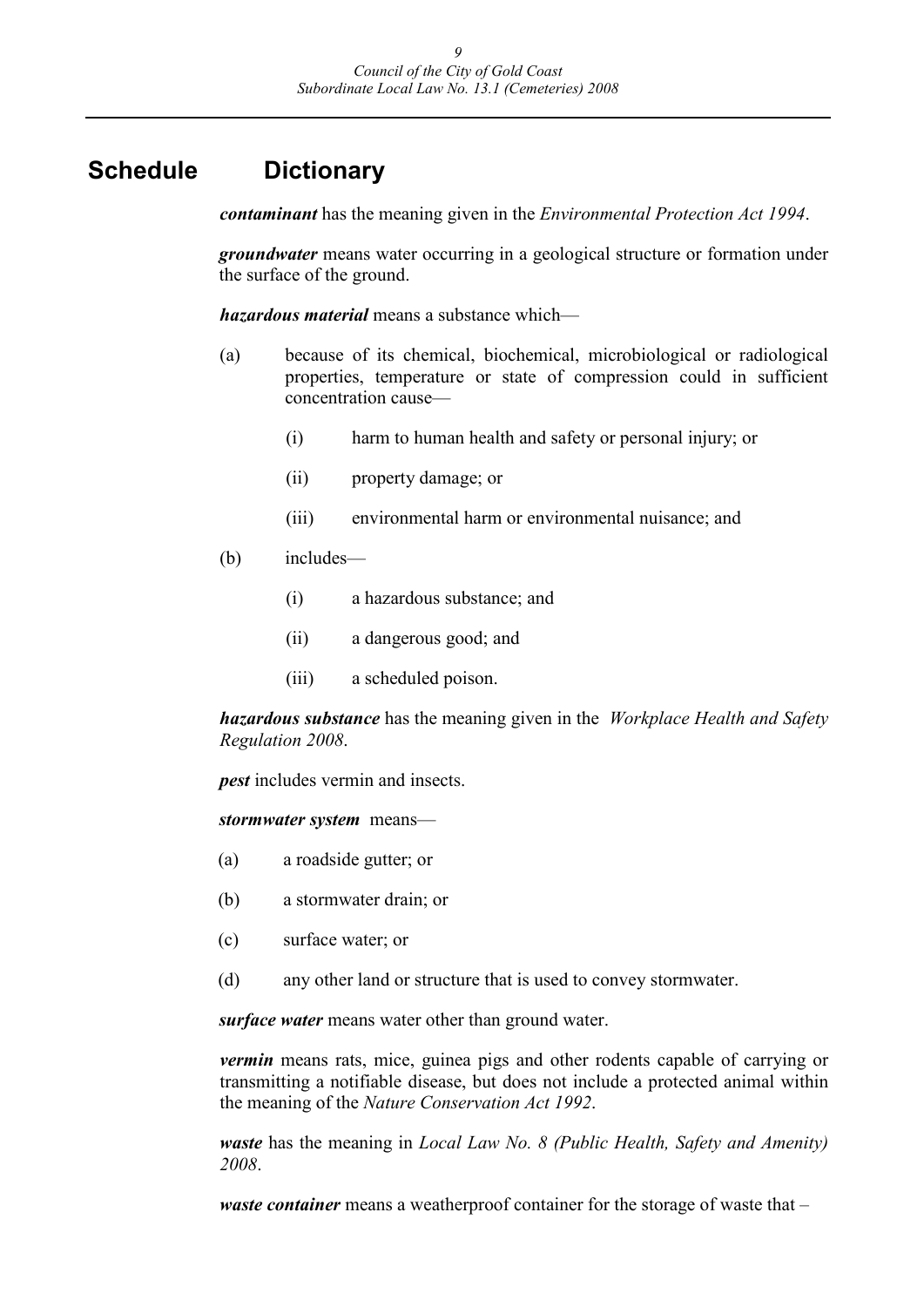# Schedule Dictionary

***contaminant*** has the meaning given in the *Environmental Protection Act 1994*.

***groundwater*** means water occurring in a geological structure or formation under the surface of the ground.

***hazardous material*** means a substance which—

(a) because of its chemical, biochemical, microbiological or radiological properties, temperature or state of compression could in sufficient concentration cause—

   (i) harm to human health and safety or personal injury; or

   (ii) property damage; or

   (iii) environmental harm or environmental nuisance; and

(b) includes—

   (i) a hazardous substance; and

   (ii) a dangerous good; and

   (iii) a scheduled poison.

***hazardous substance*** has the meaning given in the *Workplace Health and Safety Regulation 2008*.

***pest*** includes vermin and insects.

***stormwater system*** means—

(a) a roadside gutter; or

(b) a stormwater drain; or

(c) surface water; or

(d) any other land or structure that is used to convey stormwater.

***surface water*** means water other than ground water.

***vermin*** means rats, mice, guinea pigs and other rodents capable of carrying or transmitting a notifiable disease, but does not include a protected animal within the meaning of the *Nature Conservation Act 1992*.

***waste*** has the meaning in *Local Law No. 8 (Public Health, Safety and Amenity) 2008*.

***waste container*** means a weatherproof container for the storage of waste that –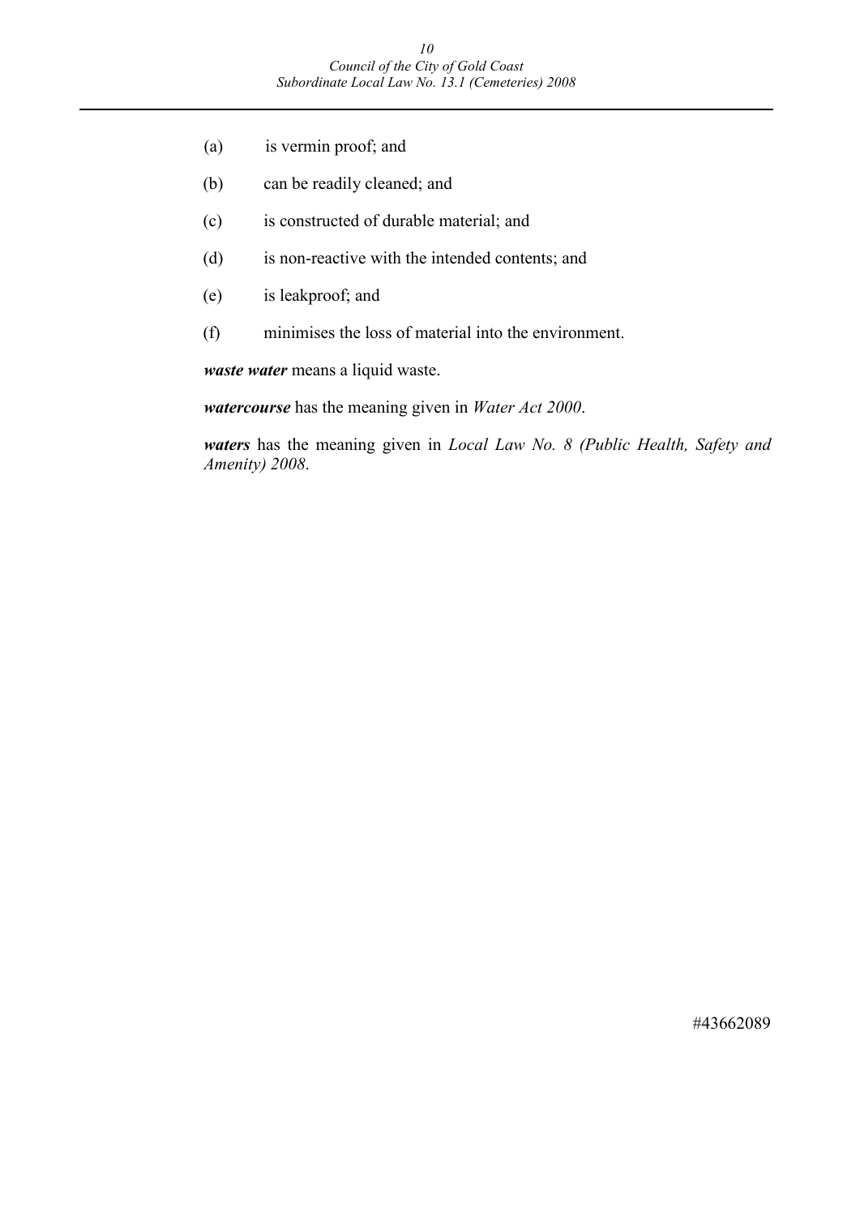(a) is vermin proof; and

(b) can be readily cleaned; and

(c) is constructed of durable material; and

(d) is non-reactive with the intended contents; and

(e) is leakproof; and

(f) minimises the loss of material into the environment.

***waste water*** means a liquid waste.

***watercourse*** has the meaning given in *Water Act 2000*.

***waters*** has the meaning given in *Local Law No. 8 (Public Health, Safety and Amenity) 2008*.

#43662089